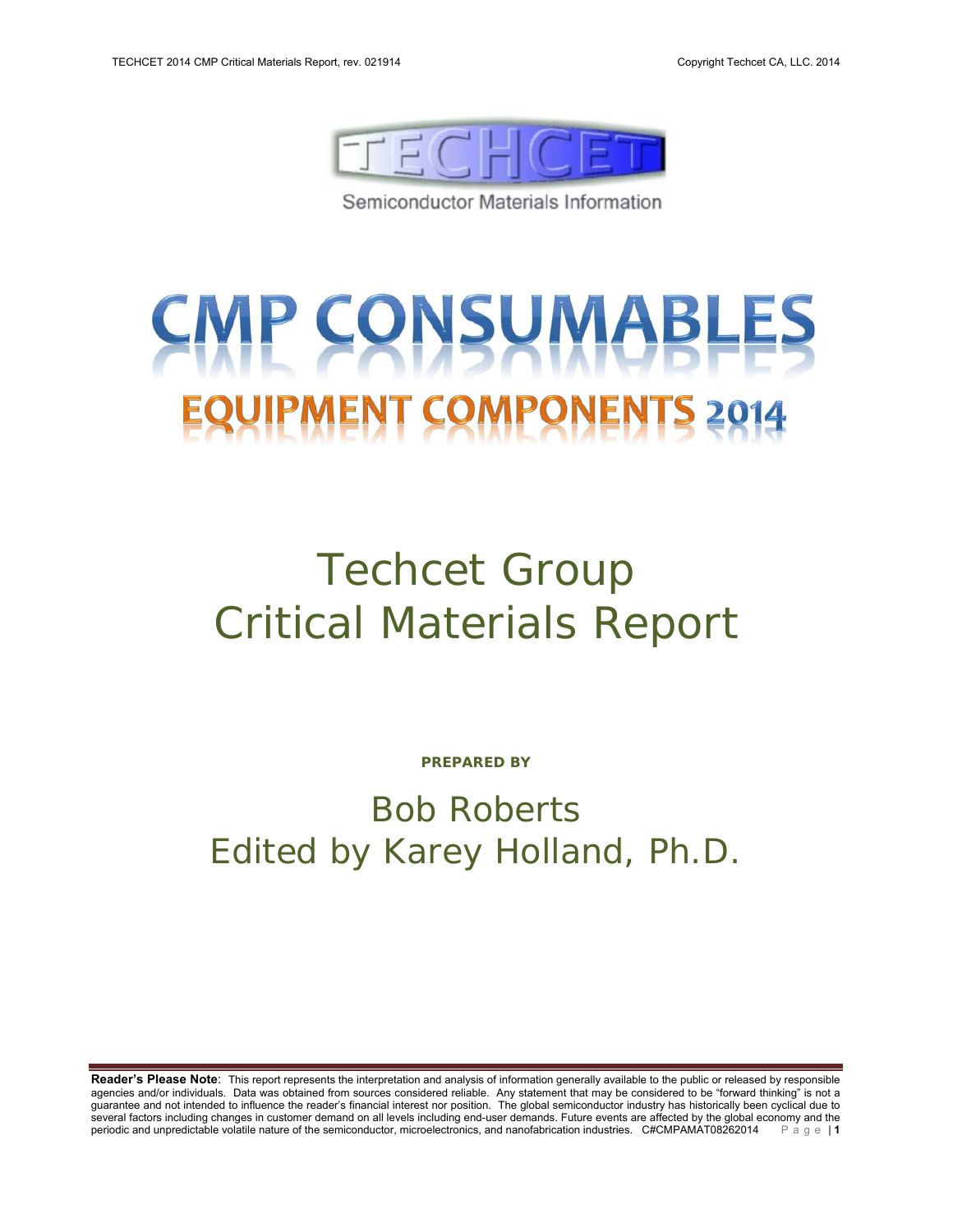TECHCET

Semiconductor Materials Information

# CMP CONSUMABLES

## EQUIPMENT COMPONENTS 2014

# Techcet Group Critical Materials Report

**PREPARED BY**

Bob Roberts

Edited by Karey Holland, Ph.D.

**Reader's Please Note**: This report represents the interpretation and analysis of information generally available to the public or released by responsible agencies and/or individuals. Data was obtained from sources considered reliable. Any statement that may be considered to be "forward thinking" is not a guarantee and not intended to influence the reader's financial interest nor position. The global semiconductor industry has historically been cyclical due to several factors including changes in customer demand on all levels including end-user demands. Future events are affected by the global economy and the periodic and unpredictable volatile nature of the semiconductor, microelectronics, and nanofabrication industries. C#CMPAMAT08262014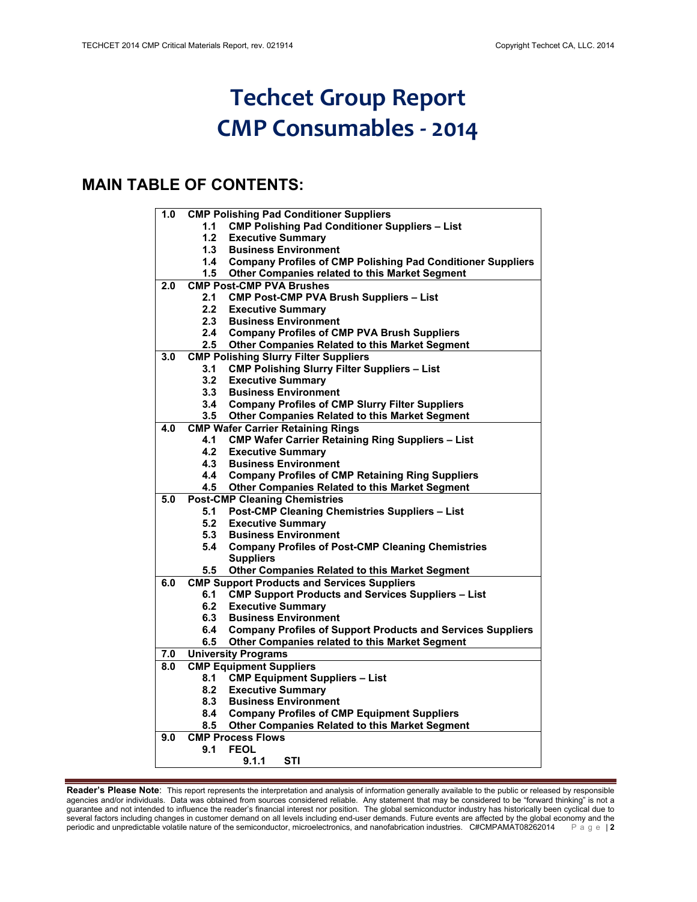# Techcet Group Report
# CMP Consumables - 2014

## MAIN TABLE OF CONTENTS:

| | |
|---|---|
| **1.0** | **CMP Polishing Pad Conditioner Suppliers** |
| | **1.1 CMP Polishing Pad Conditioner Suppliers – List** |
| | **1.2 Executive Summary** |
| | **1.3 Business Environment** |
| | **1.4 Company Profiles of CMP Polishing Pad Conditioner Suppliers** |
| | **1.5 Other Companies related to this Market Segment** |
| **2.0** | **CMP Post-CMP PVA Brushes** |
| | **2.1 CMP Post-CMP PVA Brush Suppliers – List** |
| | **2.2 Executive Summary** |
| | **2.3 Business Environment** |
| | **2.4 Company Profiles of CMP PVA Brush Suppliers** |
| | **2.5 Other Companies Related to this Market Segment** |
| **3.0** | **CMP Polishing Slurry Filter Suppliers** |
| | **3.1 CMP Polishing Slurry Filter Suppliers – List** |
| | **3.2 Executive Summary** |
| | **3.3 Business Environment** |
| | **3.4 Company Profiles of CMP Slurry Filter Suppliers** |
| | **3.5 Other Companies Related to this Market Segment** |
| **4.0** | **CMP Wafer Carrier Retaining Rings** |
| | **4.1 CMP Wafer Carrier Retaining Ring Suppliers – List** |
| | **4.2 Executive Summary** |
| | **4.3 Business Environment** |
| | **4.4 Company Profiles of CMP Retaining Ring Suppliers** |
| | **4.5 Other Companies Related to this Market Segment** |
| **5.0** | **Post-CMP Cleaning Chemistries** |
| | **5.1 Post-CMP Cleaning Chemistries Suppliers – List** |
| | **5.2 Executive Summary** |
| | **5.3 Business Environment** |
| | **5.4 Company Profiles of Post-CMP Cleaning Chemistries Suppliers** |
| | **5.5 Other Companies Related to this Market Segment** |
| **6.0** | **CMP Support Products and Services Suppliers** |
| | **6.1 CMP Support Products and Services Suppliers – List** |
| | **6.2 Executive Summary** |
| | **6.3 Business Environment** |
| | **6.4 Company Profiles of Support Products and Services Suppliers** |
| | **6.5 Other Companies related to this Market Segment** |
| **7.0** | **University Programs** |
| **8.0** | **CMP Equipment Suppliers** |
| | **8.1 CMP Equipment Suppliers – List** |
| | **8.2 Executive Summary** |
| | **8.3 Business Environment** |
| | **8.4 Company Profiles of CMP Equipment Suppliers** |
| | **8.5 Other Companies Related to this Market Segment** |
| **9.0** | **CMP Process Flows** |
| | **9.1 FEOL** |
| | **9.1.1 STI** |

**Reader's Please Note**: This report represents the interpretation and analysis of information generally available to the public or released by responsible agencies and/or individuals. Data was obtained from sources considered reliable. Any statement that may be considered to be "forward thinking" is not a guarantee and not intended to influence the reader's financial interest nor position. The global semiconductor industry has historically been cyclical due to several factors including changes in customer demand on all levels including end-user demands. Future events are affected by the global economy and the periodic and unpredictable volatile nature of the semiconductor, microelectronics, and nanofabrication industries. C#CMPAMAT08262014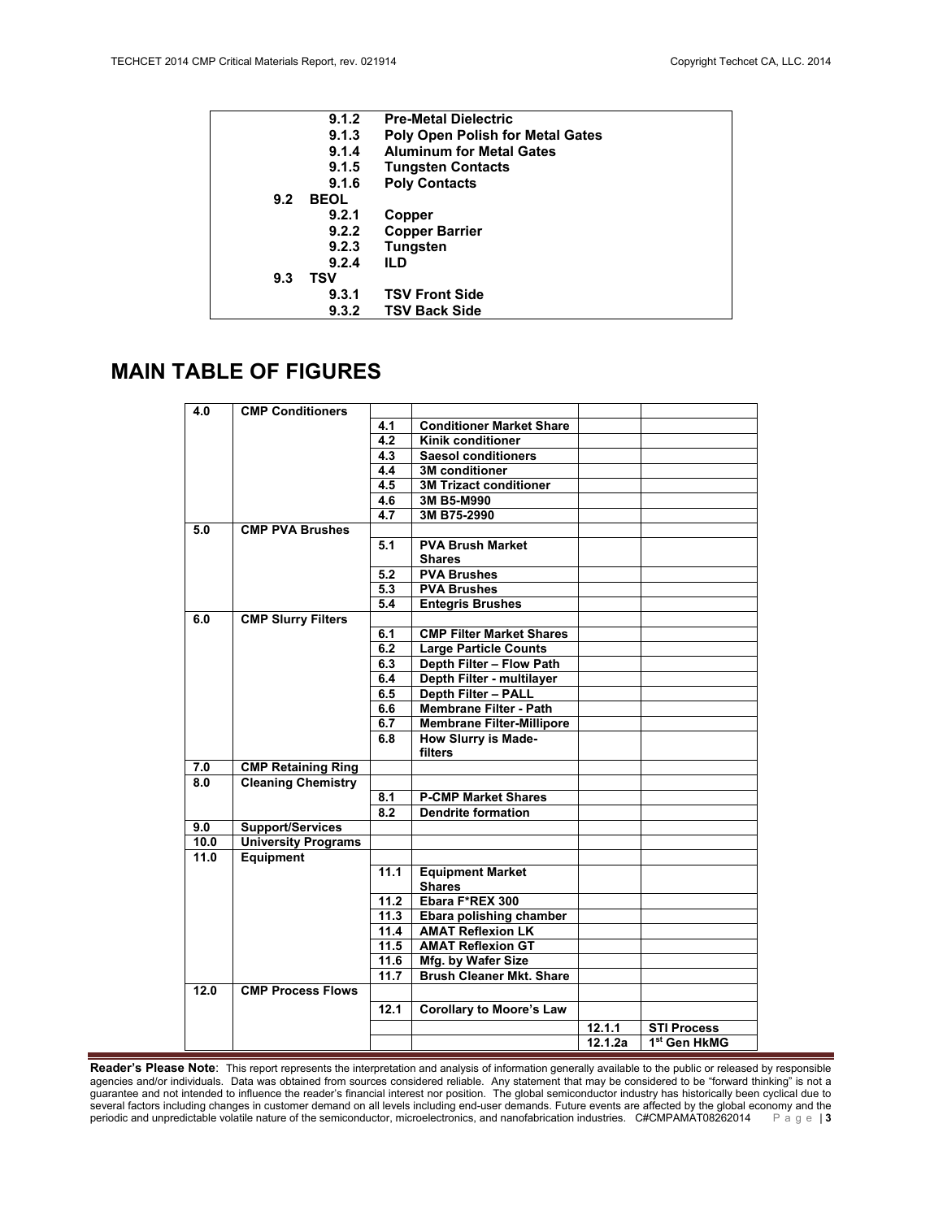| | |
|---|---|
| 9.1.2 | **Pre-Metal Dielectric** |
| 9.1.3 | **Poly Open Polish for Metal Gates** |
| 9.1.4 | **Aluminum for Metal Gates** |
| 9.1.5 | **Tungsten Contacts** |
| 9.1.6 | **Poly Contacts** |
| **9.2** | **BEOL** |
| 9.2.1 | **Copper** |
| 9.2.2 | **Copper Barrier** |
| 9.2.3 | **Tungsten** |
| 9.2.4 | **ILD** |
| **9.3** | **TSV** |
| 9.3.1 | **TSV Front Side** |
| 9.3.2 | **TSV Back Side** |

# MAIN TABLE OF FIGURES

| | | | | | |
|---|---|---|---|---|---|
| **4.0** | **CMP Conditioners** | | | | |
| | | **4.1** | **Conditioner Market Share** | | |
| | | **4.2** | **Kinik conditioner** | | |
| | | **4.3** | **Saesol conditioners** | | |
| | | **4.4** | **3M conditioner** | | |
| | | **4.5** | **3M Trizact conditioner** | | |
| | | **4.6** | **3M B5-M990** | | |
| | | **4.7** | **3M B75-2990** | | |
| **5.0** | **CMP PVA Brushes** | | | | |
| | | **5.1** | **PVA Brush Market Shares** | | |
| | | **5.2** | **PVA Brushes** | | |
| | | **5.3** | **PVA Brushes** | | |
| | | **5.4** | **Entegris Brushes** | | |
| **6.0** | **CMP Slurry Filters** | | | | |
| | | **6.1** | **CMP Filter Market Shares** | | |
| | | **6.2** | **Large Particle Counts** | | |
| | | **6.3** | **Depth Filter – Flow Path** | | |
| | | **6.4** | **Depth Filter - multilayer** | | |
| | | **6.5** | **Depth Filter – PALL** | | |
| | | **6.6** | **Membrane Filter - Path** | | |
| | | **6.7** | **Membrane Filter-Millipore** | | |
| | | **6.8** | **How Slurry is Made-filters** | | |
| **7.0** | **CMP Retaining Ring** | | | | |
| **8.0** | **Cleaning Chemistry** | | | | |
| | | **8.1** | **P-CMP Market Shares** | | |
| | | **8.2** | **Dendrite formation** | | |
| **9.0** | **Support/Services** | | | | |
| **10.0** | **University Programs** | | | | |
| **11.0** | **Equipment** | | | | |
| | | **11.1** | **Equipment Market Shares** | | |
| | | **11.2** | **Ebara F*REX 300** | | |
| | | **11.3** | **Ebara polishing chamber** | | |
| | | **11.4** | **AMAT Reflexion LK** | | |
| | | **11.5** | **AMAT Reflexion GT** | | |
| | | **11.6** | **Mfg. by Wafer Size** | | |
| | | **11.7** | **Brush Cleaner Mkt. Share** | | |
| **12.0** | **CMP Process Flows** | | | | |
| | | **12.1** | **Corollary to Moore's Law** | | |
| | | | | **12.1.1** | **STI Process** |
| | | | | **12.1.2a** | **1st Gen HkMG** |

**Reader's Please Note**: This report represents the interpretation and analysis of information generally available to the public or released by responsible agencies and/or individuals. Data was obtained from sources considered reliable. Any statement that may be considered to be "forward thinking" is not a guarantee and not intended to influence the reader's financial interest nor position. The global semiconductor industry has historically been cyclical due to several factors including changes in customer demand on all levels including end-user demands. Future events are affected by the global economy and the periodic and unpredictable volatile nature of the semiconductor, microelectronics, and nanofabrication industries. C#CMPAMAT08262014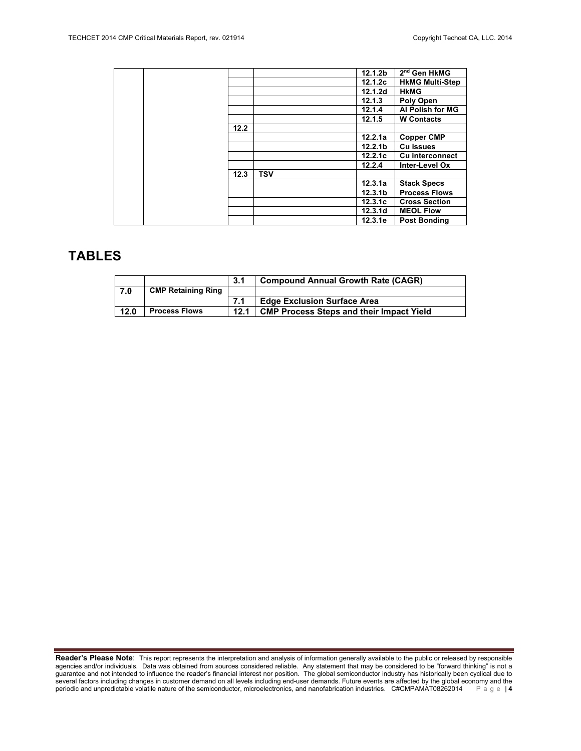| | | | | | |
|---|---|---|---|---|---|
| | | | | 12.1.2b | 2nd Gen HkMG |
| | | | | 12.1.2c | HkMG Multi-Step |
| | | | | 12.1.2d | HkMG |
| | | | | 12.1.3 | Poly Open |
| | | | | 12.1.4 | Al Polish for MG |
| | | | | 12.1.5 | W Contacts |
| | | 12.2 | | | |
| | | | | 12.2.1a | Copper CMP |
| | | | | 12.2.1b | Cu issues |
| | | | | 12.2.1c | Cu interconnect |
| | | | | 12.2.4 | Inter-Level Ox |
| | | 12.3 | TSV | | |
| | | | | 12.3.1a | Stack Specs |
| | | | | 12.3.1b | Process Flows |
| | | | | 12.3.1c | Cross Section |
| | | | | 12.3.1d | MEOL Flow |
| | | | | 12.3.1e | Post Bonding |

# TABLES

| | | | |
|---|---|---|---|
| | | 3.1 | Compound Annual Growth Rate (CAGR) |
| 7.0 | CMP Retaining Ring | | |
| | | 7.1 | Edge Exclusion Surface Area |
| 12.0 | Process Flows | 12.1 | CMP Process Steps and their Impact Yield |

**Reader's Please Note**: This report represents the interpretation and analysis of information generally available to the public or released by responsible agencies and/or individuals. Data was obtained from sources considered reliable. Any statement that may be considered to be "forward thinking" is not a guarantee and not intended to influence the reader's financial interest nor position. The global semiconductor industry has historically been cyclical due to several factors including changes in customer demand on all levels including end-user demands. Future events are affected by the global economy and the periodic and unpredictable volatile nature of the semiconductor, microelectronics, and nanofabrication industries. C#CMPAMAT08262014